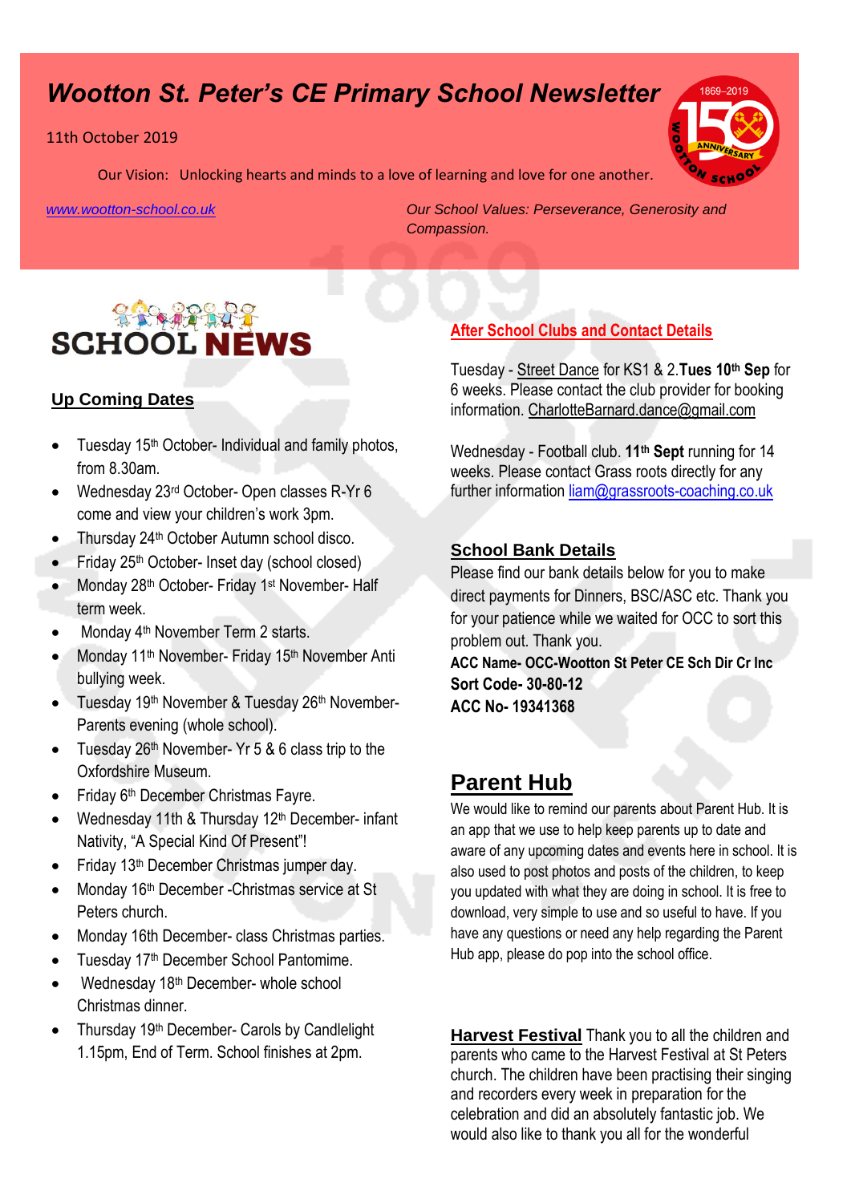# Wootton St. Peter's CE Primary School Newsletter

11th October 2019

Our Vision: Unlocking hearts and minds to a love of learning and love for one another.

[www.wootton-school.co.uk](http://www.wootton-school.co.uk)

*Our School Values: Perseverance, Generosity and Compassion.*

## SCHOOL NEWS

### Up Coming Dates

- Tuesday 15th October- Individual and family photos, from 8.30am.
- Wednesday 23rd October- Open classes R-Yr 6 come and view your children's work 3pm.
- Thursday 24th October Autumn school disco.
- Friday 25th October- Inset day (school closed)
- Monday 28th October- Friday 1st November- Half term week.
- Monday 4th November Term 2 starts.
- Monday 11th November- Friday 15th November Anti bullying week.
- Tuesday 19th November & Tuesday 26th November- Parents evening (whole school).
- Tuesday 26th November- Yr 5 & 6 class trip to the Oxfordshire Museum.
- Friday 6th December Christmas Fayre.
- Wednesday 11th & Thursday 12th December- infant Nativity, "A Special Kind Of Present"!
- Friday 13th December Christmas jumper day.
- Monday 16th December -Christmas service at St Peters church.
- Monday 16th December- class Christmas parties.
- Tuesday 17th December School Pantomime.
- Wednesday 18th December- whole school Christmas dinner.
- Thursday 19th December- Carols by Candlelight 1.15pm, End of Term. School finishes at 2pm.

### After School Clubs and Contact Details

Tuesday - Street Dance for KS1 & 2.**Tues 10th Sep** for 6 weeks. Please contact the club provider for booking information. CharlotteBarnard.dance@gmail.com

Wednesday - Football club. **11th Sept** running for 14 weeks. Please contact Grass roots directly for any further information liam@grassroots-coaching.co.uk

### School Bank Details

Please find our bank details below for you to make direct payments for Dinners, BSC/ASC etc. Thank you for your patience while we waited for OCC to sort this problem out. Thank you.

**ACC Name- OCC-Wootton St Peter CE Sch Dir Cr Inc**
**Sort Code- 30-80-12**
**ACC No- 19341368**

## Parent Hub

We would like to remind our parents about Parent Hub. It is an app that we use to help keep parents up to date and aware of any upcoming dates and events here in school. It is also used to post photos and posts of the children, to keep you updated with what they are doing in school. It is free to download, very simple to use and so useful to have. If you have any questions or need any help regarding the Parent Hub app, please do pop into the school office.

**Harvest Festival** Thank you to all the children and parents who came to the Harvest Festival at St Peters church. The children have been practising their singing and recorders every week in preparation for the celebration and did an absolutely fantastic job. We would also like to thank you all for the wonderful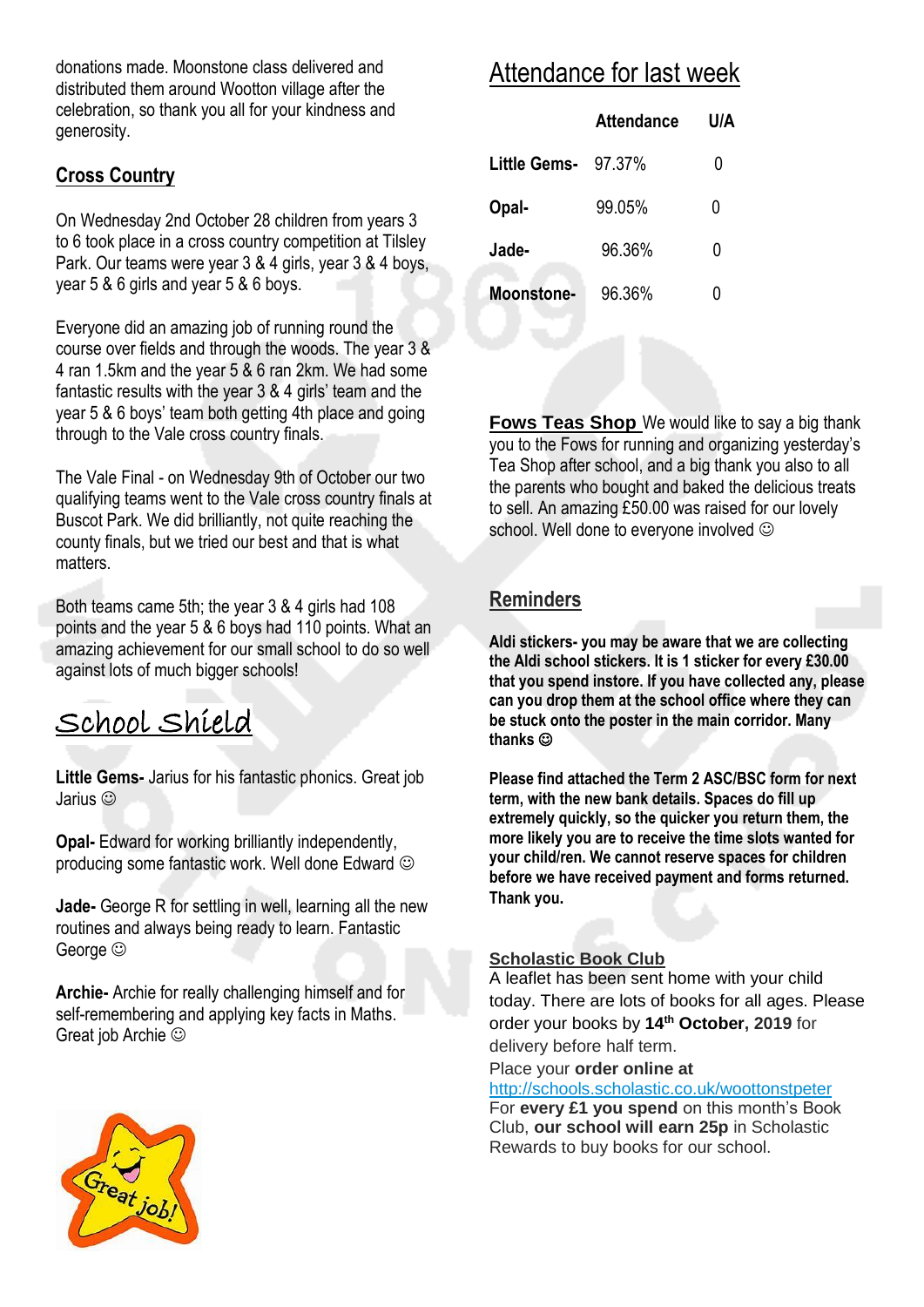donations made. Moonstone class delivered and distributed them around Wootton village after the celebration, so thank you all for your kindness and generosity.

## Cross Country

On Wednesday 2nd October 28 children from years 3 to 6 took place in a cross country competition at Tilsley Park. Our teams were year 3 & 4 girls, year 3 & 4 boys, year 5 & 6 girls and year 5 & 6 boys.

Everyone did an amazing job of running round the course over fields and through the woods. The year 3 & 4 ran 1.5km and the year 5 & 6 ran 2km. We had some fantastic results with the year 3 & 4 girls' team and the year 5 & 6 boys' team both getting 4th place and going through to the Vale cross country finals.

The Vale Final - on Wednesday 9th of October our two qualifying teams went to the Vale cross country finals at Buscot Park. We did brilliantly, not quite reaching the county finals, but we tried our best and that is what matters.

Both teams came 5th; the year 3 & 4 girls had 108 points and the year 5 & 6 boys had 110 points. What an amazing achievement for our small school to do so well against lots of much bigger schools!

## School Shield

**Little Gems-** Jarius for his fantastic phonics. Great job Jarius ☺

**Opal-** Edward for working brilliantly independently, producing some fantastic work. Well done Edward ☺

**Jade-** George R for settling in well, learning all the new routines and always being ready to learn. Fantastic George ☺

**Archie-** Archie for really challenging himself and for self-remembering and applying key facts in Maths. Great job Archie ☺

## Attendance for last week

| | Attendance | U/A |
|---|---|---|
| **Little Gems-** | 97.37% | 0 |
| **Opal-** | 99.05% | 0 |
| **Jade-** | 96.36% | 0 |
| **Moonstone-** | 96.36% | 0 |

**Fows Teas Shop** We would like to say a big thank you to the Fows for running and organizing yesterday's Tea Shop after school, and a big thank you also to all the parents who bought and baked the delicious treats to sell. An amazing £50.00 was raised for our lovely school. Well done to everyone involved ☺

## Reminders

**Aldi stickers- you may be aware that we are collecting the Aldi school stickers. It is 1 sticker for every £30.00 that you spend instore. If you have collected any, please can you drop them at the school office where they can be stuck onto the poster in the main corridor. Many thanks ☺**

**Please find attached the Term 2 ASC/BSC form for next term, with the new bank details. Spaces do fill up extremely quickly, so the quicker you return them, the more likely you are to receive the time slots wanted for your child/ren. We cannot reserve spaces for children before we have received payment and forms returned. Thank you.**

**Scholastic Book Club**

A leaflet has been sent home with your child today. There are lots of books for all ages. Please order your books by **14th October, 2019** for delivery before half term.

Place your **order online at** http://schools.scholastic.co.uk/woottonstpeter

For **every £1 you spend** on this month's Book Club, **our school will earn 25p** in Scholastic Rewards to buy books for our school.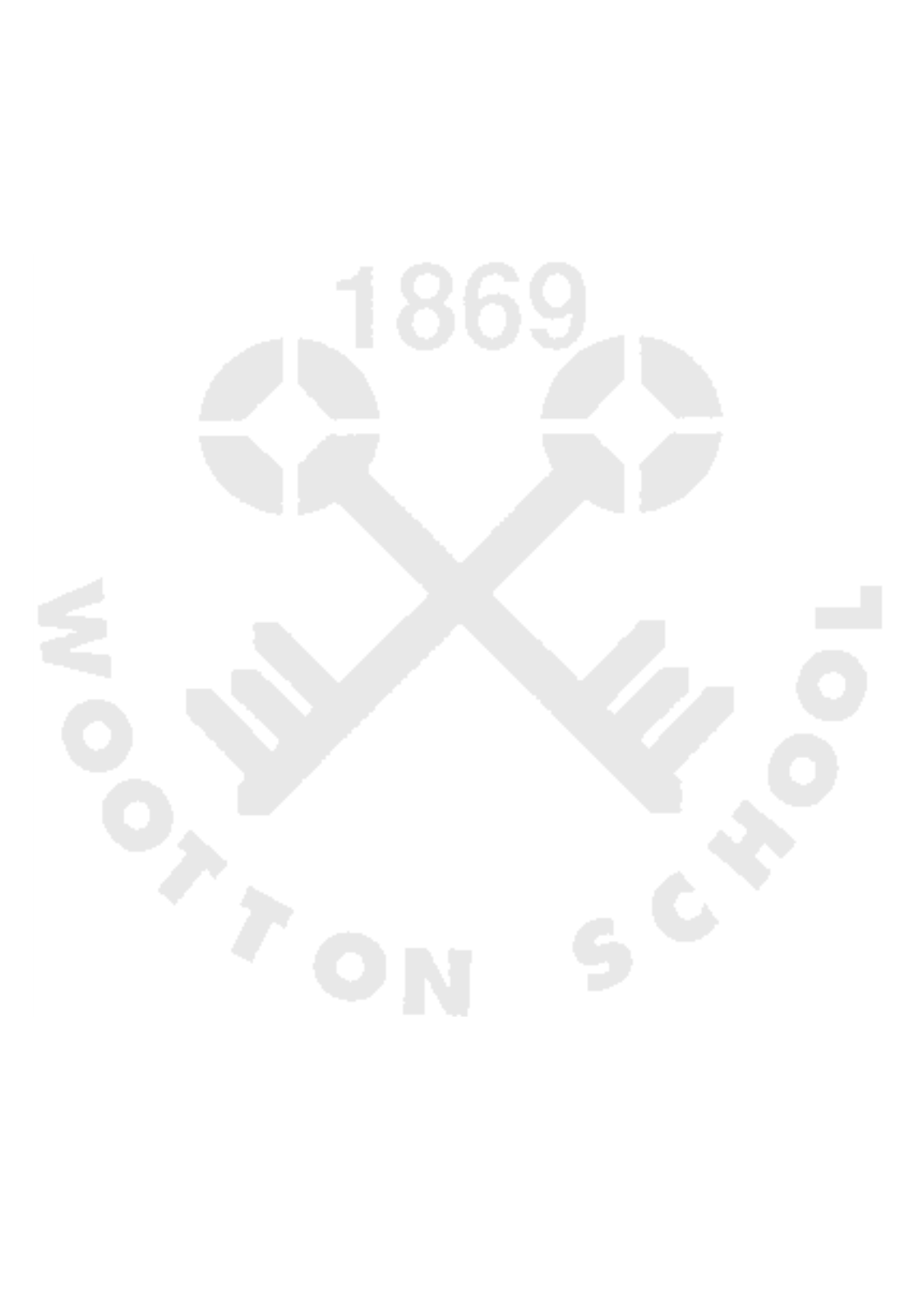1869

WOTTON SCHOOL